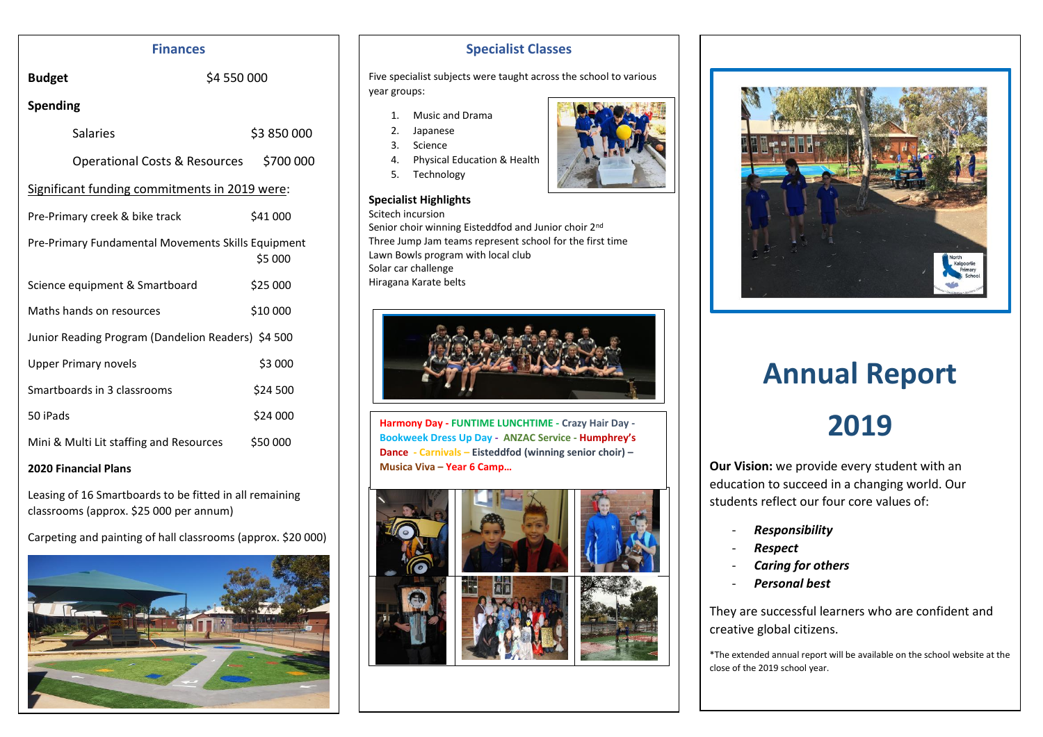## Finances

| | |
|---|---|
| **Budget** | $4 550 000 |

**Spending**

| | |
|---|---|
| Salaries | $3 850 000 |
| Operational Costs & Resources | $700 000 |

Significant funding commitments in 2019 were:

| | |
|---|---|
| Pre-Primary creek & bike track | $41 000 |
| Pre-Primary Fundamental Movements Skills Equipment | $5 000 |
| Science equipment & Smartboard | $25 000 |
| Maths hands on resources | $10 000 |
| Junior Reading Program (Dandelion Readers) | $4 500 |
| Upper Primary novels | $3 000 |
| Smartboards in 3 classrooms | $24 500 |
| 50 iPads | $24 000 |
| Mini & Multi Lit staffing and Resources | $50 000 |

**2020 Financial Plans**

Leasing of 16 Smartboards to be fitted in all remaining classrooms (approx. $25 000 per annum)

Carpeting and painting of hall classrooms (approx. $20 000)

## Specialist Classes

Five specialist subjects were taught across the school to various year groups:

1. Music and Drama
2. Japanese
3. Science
4. Physical Education & Health
5. Technology

**Specialist Highlights**

Scitech incursion
Senior choir winning Eisteddfod and Junior choir 2nd
Three Jump Jam teams represent school for the first time
Lawn Bowls program with local club
Solar car challenge
Hiragana Karate belts

**Harmony Day - FUNTIME LUNCHTIME - Crazy Hair Day - Bookweek Dress Up Day - ANZAC Service - Humphrey's Dance - Carnivals – Eisteddfod (winning senior choir) – Musica Viva – Year 6 Camp…**

# Annual Report 2019

**Our Vision:** we provide every student with an education to succeed in a changing world. Our students reflect our four core values of:

- ***Responsibility***
- ***Respect***
- ***Caring for others***
- ***Personal best***

They are successful learners who are confident and creative global citizens.

*The extended annual report will be available on the school website at the close of the 2019 school year.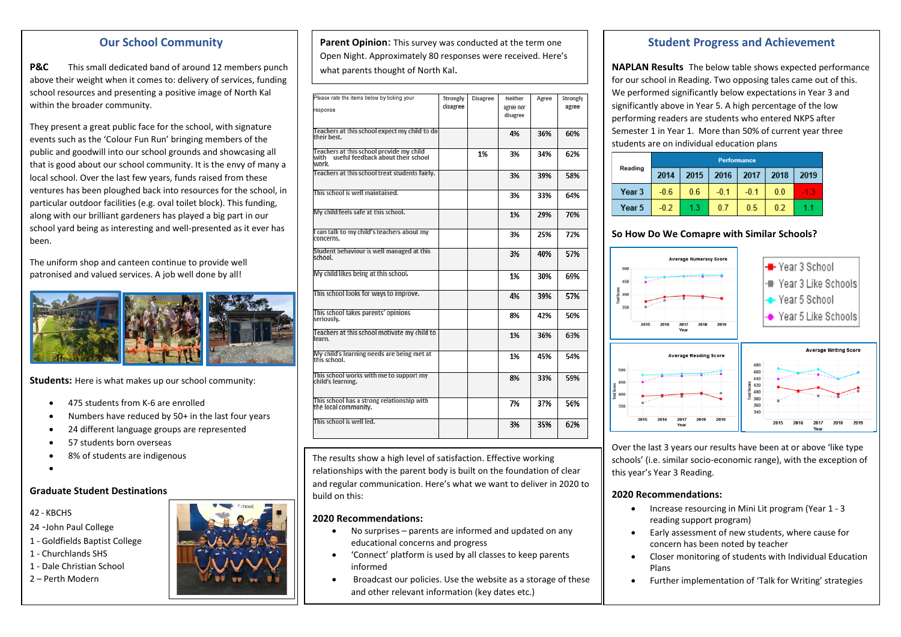## Our School Community

**P&C** This small dedicated band of around 12 members punch above their weight when it comes to: delivery of services, funding school resources and presenting a positive image of North Kal within the broader community.

They present a great public face for the school, with signature events such as the 'Colour Fun Run' bringing members of the public and goodwill into our school grounds and showcasing all that is good about our school community. It is the envy of many a local school. Over the last few years, funds raised from these ventures has been ploughed back into resources for the school, in particular outdoor facilities (e.g. oval toilet block). This funding, along with our brilliant gardeners has played a big part in our school yard being as interesting and well-presented as it ever has been.

The uniform shop and canteen continue to provide well patronised and valued services. A job well done by all!

**Students:** Here is what makes up our school community:

- 475 students from K-6 are enrolled
- Numbers have reduced by 50+ in the last four years
- 24 different language groups are represented
- 57 students born overseas
- 8% of students are indigenous

### Graduate Student Destinations

42 - KBCHS
24 -John Paul College
1 - Goldfields Baptist College
1 - Churchlands SHS
1 - Dale Christian School
2 – Perth Modern

**Parent Opinion:** This survey was conducted at the term one Open Night. Approximately 80 responses were received. Here's what parents thought of North Kal.

| Please rate the items below by ticking your response | Strongly disagree | Disagree | Neither agree nor disagree | Agree | Strongly agree |
|---|---|---|---|---|---|
| Teachers at this school expect my child to do their best. | | | 4% | 36% | 60% |
| Teachers at this school provide my child with useful feedback about their school work. | | 1% | 3% | 34% | 62% |
| Teachers at this school treat students fairly. | | | 3% | 39% | 58% |
| This school is well maintained. | | | 3% | 33% | 64% |
| My child feels safe at this school. | | | 1% | 29% | 70% |
| I can talk to my child's teachers about my concerns. | | | 3% | 25% | 72% |
| Student behaviour is well managed at this school. | | | 3% | 40% | 57% |
| My child likes being at this school. | | | 1% | 30% | 69% |
| This school looks for ways to improve. | | | 4% | 39% | 57% |
| This school takes parents' opinions seriously. | | | 8% | 42% | 50% |
| Teachers at this school motivate my child to learn. | | | 1% | 36% | 63% |
| My child's learning needs are being met at this school. | | | 1% | 45% | 54% |
| This school works with me to support my child's learning. | | | 8% | 33% | 59% |
| This school has a strong relationship with the local community. | | | 7% | 37% | 56% |
| This school is well led. | | | 3% | 35% | 62% |

The results show a high level of satisfaction. Effective working relationships with the parent body is built on the foundation of clear and regular communication. Here's what we want to deliver in 2020 to build on this:

### 2020 Recommendations:

- No surprises – parents are informed and updated on any educational concerns and progress
- 'Connect' platform is used by all classes to keep parents informed
- Broadcast our policies. Use the website as a storage of these and other relevant information (key dates etc.)

## Student Progress and Achievement

**NAPLAN Results** The below table shows expected performance for our school in Reading. Two opposing tales came out of this. We performed significantly below expectations in Year 3 and significantly above in Year 5. A high percentage of the low performing readers are students who entered NKPS after Semester 1 in Year 1. More than 50% of current year three students are on individual education plans

| Reading | Performance | | | | | |
|---|---|---|---|---|---|---|
| | 2014 | 2015 | 2016 | 2017 | 2018 | 2019 |
| Year 3 | -0.6 | 0.6 | -0.1 | -0.1 | 0.0 | -1.3 |
| Year 5 | -0.2 | 1.3 | 0.7 | 0.5 | 0.2 | 1.1 |

### So How Do We Comapre with Similar Schools?

Average Numeracy Score
500
450
400
350
Test Score
2015 2016 2017 2018 2019
Year

Year 3 School
Year 3 Like Schools
Year 5 School
Year 5 Like Schools

Average Reading Score
500
450
400
350
Test Score
2015 2016 2017 2018 2019
Year

Average Writing Score
480
460
440
420
400
380
360
340
Test Score
2015 2016 2017 2018 2019
Year

Over the last 3 years our results have been at or above 'like type schools' (i.e. similar socio-economic range), with the exception of this year's Year 3 Reading.

### 2020 Recommendations:

- Increase resourcing in Mini Lit program (Year 1 - 3 reading support program)
- Early assessment of new students, where cause for concern has been noted by teacher
- Closer monitoring of students with Individual Education Plans
- Further implementation of 'Talk for Writing' strategies